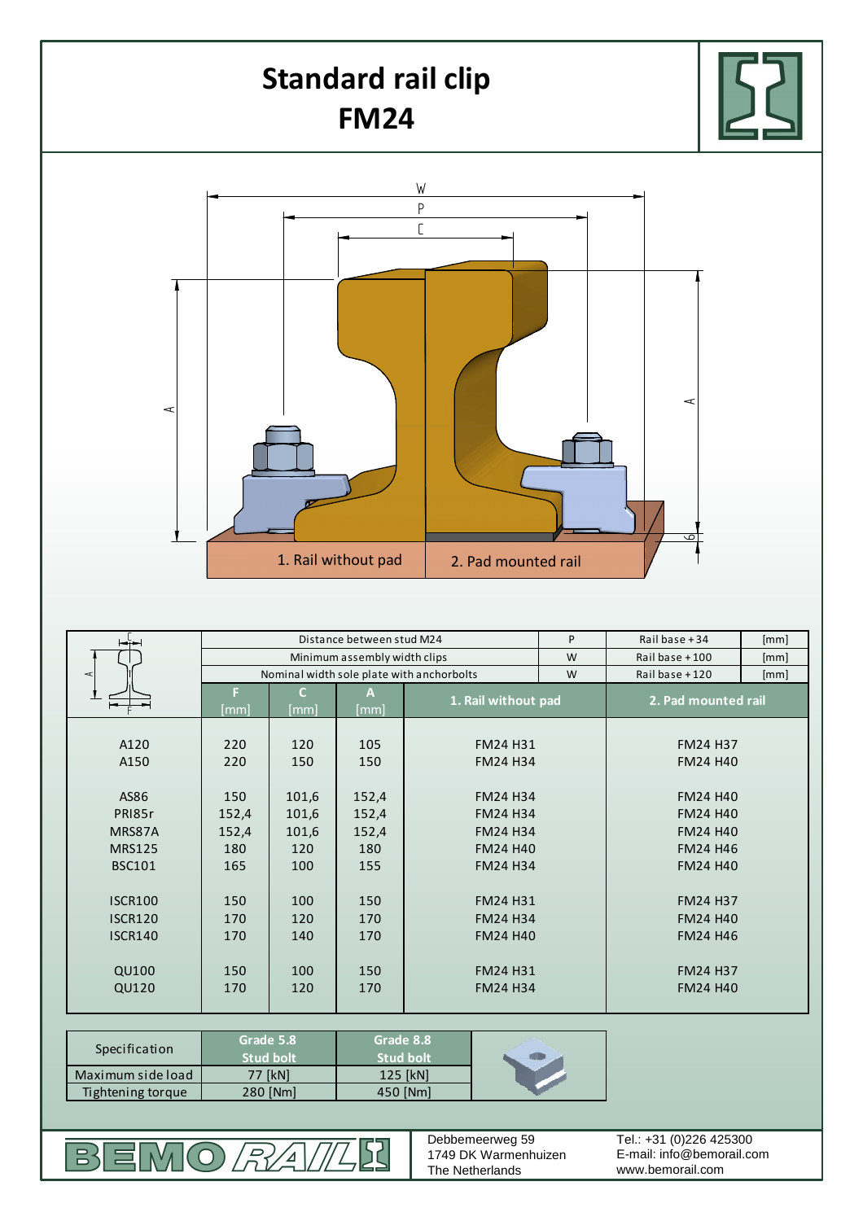# Standard rail clip FM24

W

P

C

A

A

6

1. Rail without pad

2. Pad mounted rail

| | Distance between stud M24 | | | | P | Rail base + 34 | [mm] |
|---|---|---|---|---|---|---|---|
| | Minimum assembly width clips | | | | W | Rail base + 100 | [mm] |
| | Nominal width sole plate with anchorbolts | | | | W | Rail base + 120 | [mm] |
| | F [mm] | C [mm] | A [mm] | 1. Rail without pad | | 2. Pad mounted rail | |
| A120 | 220 | 120 | 105 | FM24 H31 | | FM24 H37 | |
| A150 | 220 | 150 | 150 | FM24 H34 | | FM24 H40 | |
| AS86 | 150 | 101,6 | 152,4 | FM24 H34 | | FM24 H40 | |
| PRI85r | 152,4 | 101,6 | 152,4 | FM24 H34 | | FM24 H40 | |
| MRS87A | 152,4 | 101,6 | 152,4 | FM24 H34 | | FM24 H40 | |
| MRS125 | 180 | 120 | 180 | FM24 H40 | | FM24 H46 | |
| BSC101 | 165 | 100 | 155 | FM24 H34 | | FM24 H40 | |
| ISCR100 | 150 | 100 | 150 | FM24 H31 | | FM24 H37 | |
| ISCR120 | 170 | 120 | 170 | FM24 H34 | | FM24 H40 | |
| ISCR140 | 170 | 140 | 170 | FM24 H40 | | FM24 H46 | |
| QU100 | 150 | 100 | 150 | FM24 H31 | | FM24 H37 | |
| QU120 | 170 | 120 | 170 | FM24 H34 | | FM24 H40 | |

| Specification | Grade 5.8 Stud bolt | Grade 8.8 Stud bolt |
|---|---|---|
| Maximum side load | 77 [kN] | 125 [kN] |
| Tightening torque | 280 [Nm] | 450 [Nm] |

BEMO RAIL

Debbemeerweg 59
1749 DK Warmenhuizen
The Netherlands

Tel.: +31 (0)226 425300
E-mail: info@bemorail.com
www.bemorail.com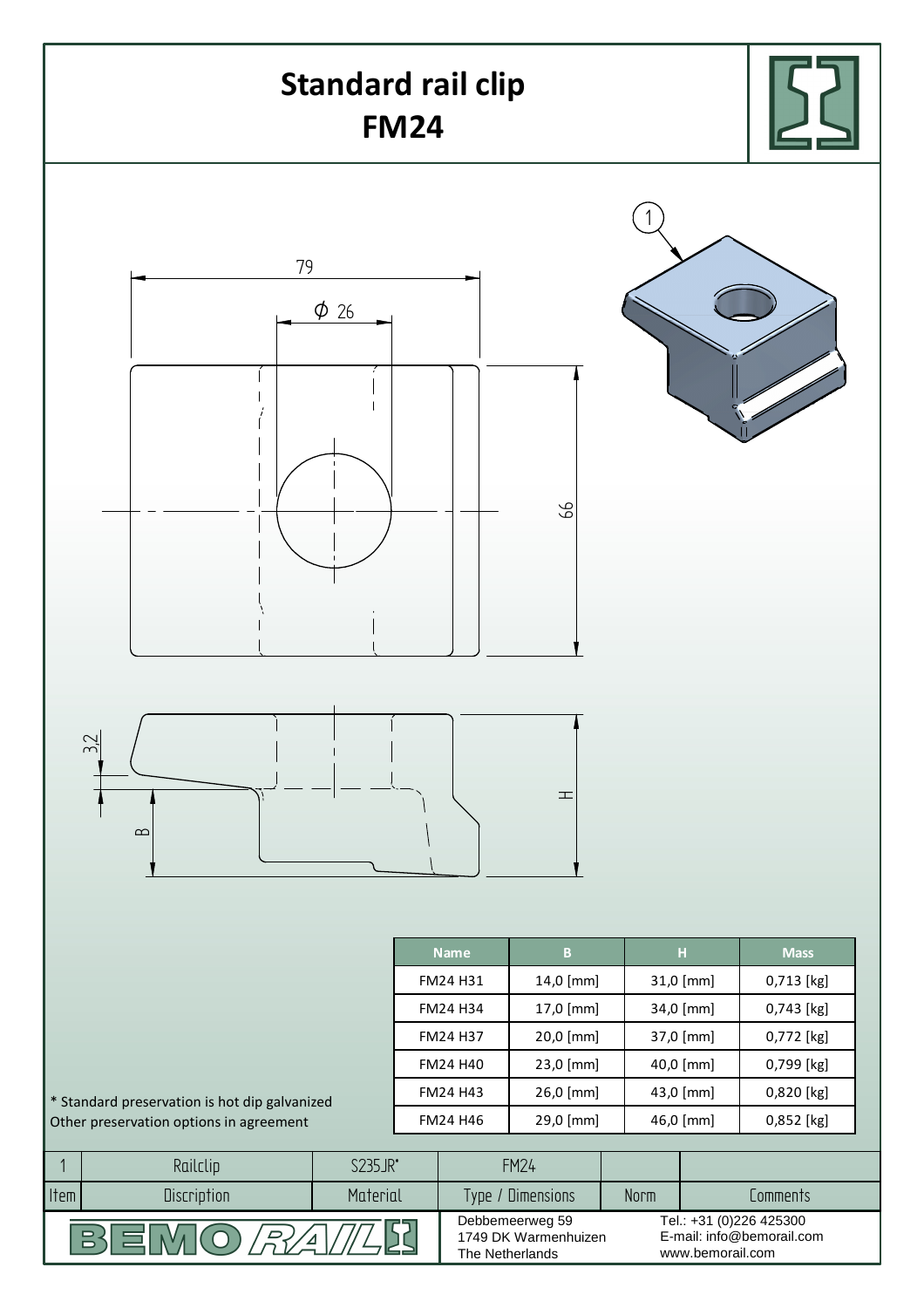# Standard rail clip
# FM24

79

$\phi$ 26

66

3,2

B

H

1

| Name | B | H | Mass |
|---|---|---|---|
| FM24 H31 | 14,0 [mm] | 31,0 [mm] | 0,713 [kg] |
| FM24 H34 | 17,0 [mm] | 34,0 [mm] | 0,743 [kg] |
| FM24 H37 | 20,0 [mm] | 37,0 [mm] | 0,772 [kg] |
| FM24 H40 | 23,0 [mm] | 40,0 [mm] | 0,799 [kg] |
| FM24 H43 | 26,0 [mm] | 43,0 [mm] | 0,820 [kg] |
| FM24 H46 | 29,0 [mm] | 46,0 [mm] | 0,852 [kg] |

* Standard preservation is hot dip galvanized
Other preservation options in agreement

| Item | Discription | Material | Type / Dimensions | Norm | Comments |
|---|---|---|---|---|---|
| 1 | Railclip | S235JR* | FM24 | | |

BEMO RAIL

Debbemeerweg 59
1749 DK Warmenhuizen
The Netherlands

Tel.: +31 (0)226 425300
E-mail: info@bemorail.com
www.bemorail.com